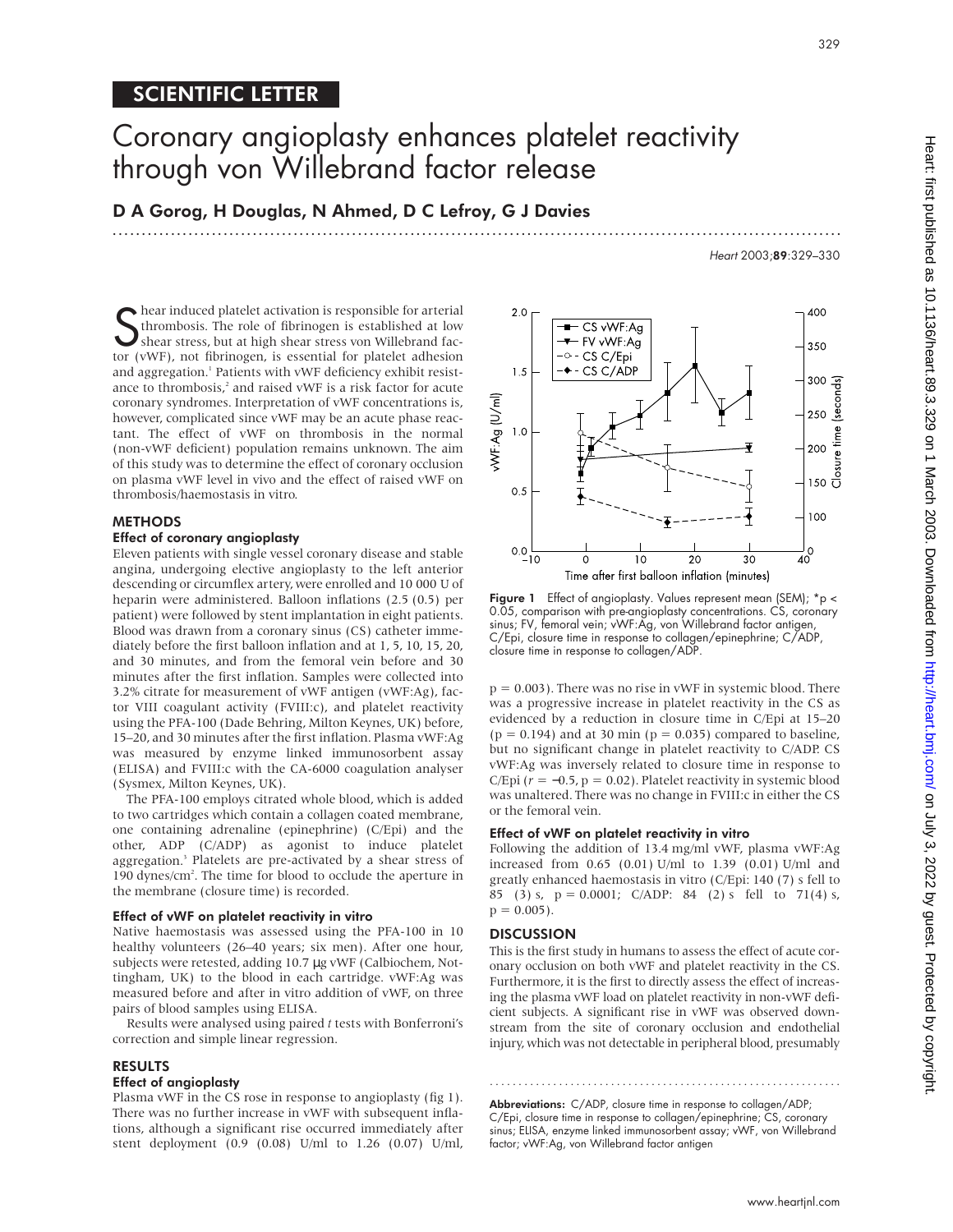## SCIENTIFIC LETTER

# Coronary angioplasty enhances platelet reactivity through von Willebrand factor release

**D A Gorog, H Douglas, N Ahmed, D C Lefroy, G J Davies**

Shear induced platelet activation is responsible for arterial thrombosis. The role of fibrinogen is established at low shear stress, but at high shear stress von Willebrand factor (vWF), not fibrinogen, is essential for platelet adhesion and aggregation.[1] Patients with vWF deficiency exhibit resistance to thrombosis,[2] and raised vWF is a risk factor for acute coronary syndromes. Interpretation of vWF concentrations is, however, complicated since vWF may be an acute phase reactant. The effect of vWF on thrombosis in the normal (non-vWF deficient) population remains unknown. The aim of this study was to determine the effect of coronary occlusion on plasma vWF level in vivo and the effect of raised vWF on thrombosis/haemostasis in vitro.

## METHODS

### Effect of coronary angioplasty

Eleven patients with single vessel coronary disease and stable angina, undergoing elective angioplasty to the left anterior descending or circumflex artery, were enrolled and 10 000 U of heparin were administered. Balloon inflations (2.5 (0.5) per patient) were followed by stent implantation in eight patients. Blood was drawn from a coronary sinus (CS) catheter immediately before the first balloon inflation and at 1, 5, 10, 15, 20, and 30 minutes, and from the femoral vein before and 30 minutes after the first inflation. Samples were collected into 3.2% citrate for measurement of vWF antigen (vWF:Ag), factor VIII coagulant activity (FVIII:c), and platelet reactivity using the PFA-100 (Dade Behring, Milton Keynes, UK) before, 15–20, and 30 minutes after the first inflation. Plasma vWF:Ag was measured by enzyme linked immunosorbent assay (ELISA) and FVIII:c with the CA-6000 coagulation analyser (Sysmex, Milton Keynes, UK).

The PFA-100 employs citrated whole blood, which is added to two cartridges which contain a collagen coated membrane, one containing adrenaline (epinephrine) (C/Epi) and the other, ADP (C/ADP) as agonist to induce platelet aggregation.[3] Platelets are pre-activated by a shear stress of 190 dynes/cm$^2$. The time for blood to occlude the aperture in the membrane (closure time) is recorded.

### Effect of vWF on platelet reactivity in vitro

Native haemostasis was assessed using the PFA-100 in 10 healthy volunteers (26–40 years; six men). After one hour, subjects were retested, adding 10.7 μg vWF (Calbiochem, Nottingham, UK) to the blood in each cartridge. vWF:Ag was measured before and after in vitro addition of vWF, on three pairs of blood samples using ELISA.

Results were analysed using paired *t* tests with Bonferroni's correction and simple linear regression.

## RESULTS

### Effect of angioplasty

Plasma vWF in the CS rose in response to angioplasty (fig 1). There was no further increase in vWF with subsequent inflations, although a significant rise occurred immediately after stent deployment (0.9 (0.08) U/ml to 1.26 (0.07) U/ml, $p = 0.003$). There was no rise in vWF in systemic blood. There was a progressive increase in platelet reactivity in the CS as evidenced by a reduction in closure time in C/Epi at 15–20 ($p = 0.194$) and at 30 min ($p = 0.035$) compared to baseline, but no significant change in platelet reactivity to C/ADP. CS vWF:Ag was inversely related to closure time in response to C/Epi ($r = -0.5$, $p = 0.02$). Platelet reactivity in systemic blood was unaltered. There was no change in FVIII:c in either the CS or the femoral vein.

**Figure 1** Effect of angioplasty. Values represent mean (SEM); *$p < 0.05$, comparison with pre-angioplasty concentrations. CS, coronary sinus; FV, femoral vein; vWF:Ag, von Willebrand factor antigen, C/Epi, closure time in response to collagen/epinephrine; C/ADP, closure time in response to collagen/ADP.

### Effect of vWF on platelet reactivity in vitro

Following the addition of 13.4 mg/ml vWF, plasma vWF:Ag increased from 0.65 (0.01) U/ml to 1.39 (0.01) U/ml and greatly enhanced haemostasis in vitro (C/Epi: 140 (7) s fell to 85 (3) s, $p = 0.0001$; C/ADP: 84 (2) s fell to 71(4) s, $p = 0.005$).

## DISCUSSION

This is the first study in humans to assess the effect of acute coronary occlusion on both vWF and platelet reactivity in the CS. Furthermore, it is the first to directly assess the effect of increasing the plasma vWF load on platelet reactivity in non-vWF deficient subjects. A significant rise in vWF was observed downstream from the site of coronary occlusion and endothelial injury, which was not detectable in peripheral blood, presumably

**Abbreviations:** C/ADP, closure time in response to collagen/ADP; C/Epi, closure time in response to collagen/epinephrine; CS, coronary sinus; ELISA, enzyme linked immunosorbent assay; vWF, von Willebrand factor; vWF:Ag, von Willebrand factor antigen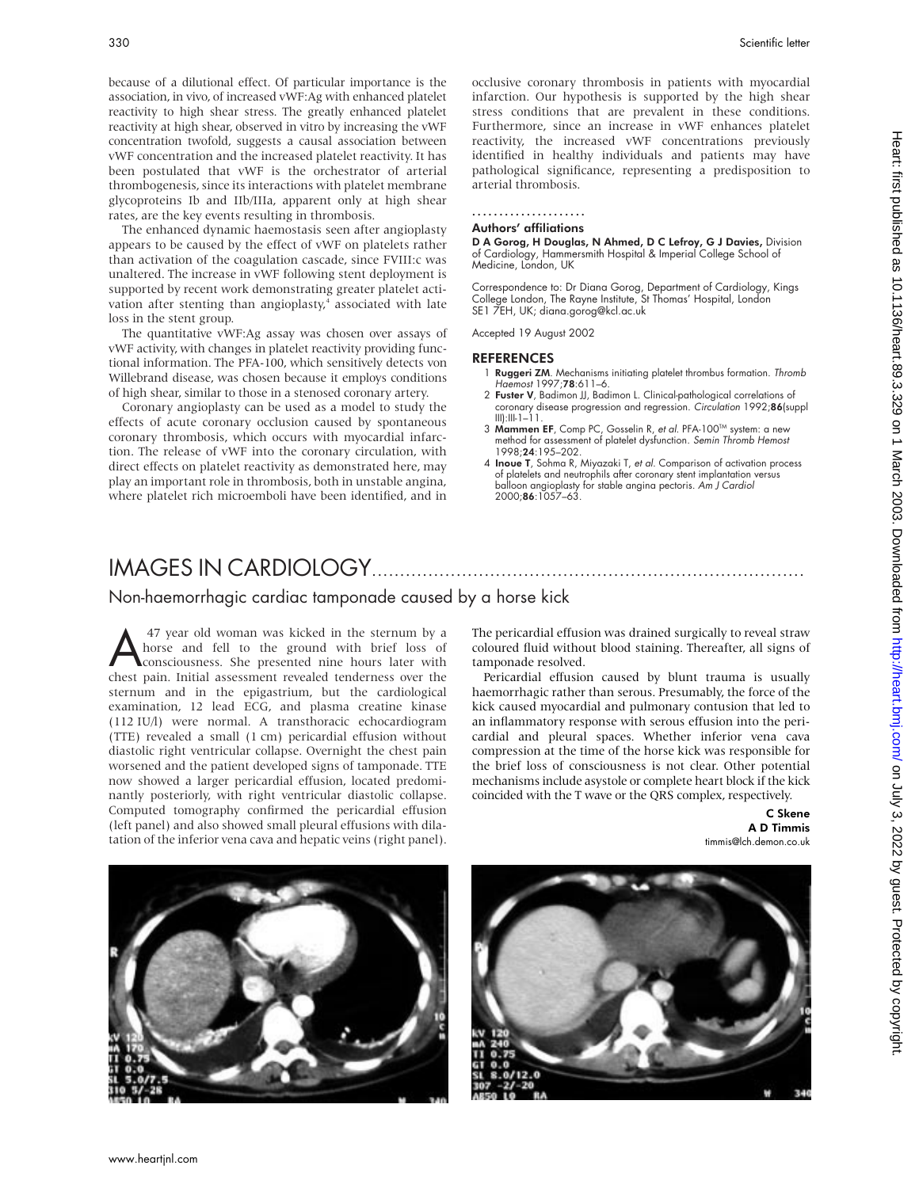because of a dilutional effect. Of particular importance is the association, in vivo, of increased vWF:Ag with enhanced platelet reactivity to high shear stress. The greatly enhanced platelet reactivity at high shear, observed in vitro by increasing the vWF concentration twofold, suggests a causal association between vWF concentration and the increased platelet reactivity. It has been postulated that vWF is the orchestrator of arterial thrombogenesis, since its interactions with platelet membrane glycoproteins Ib and IIb/IIIa, apparent only at high shear rates, are the key events resulting in thrombosis.

The enhanced dynamic haemostasis seen after angioplasty appears to be caused by the effect of vWF on platelets rather than activation of the coagulation cascade, since FVIII:c was unaltered. The increase in vWF following stent deployment is supported by recent work demonstrating greater platelet activation after stenting than angioplasty,[4] associated with late loss in the stent group.

The quantitative vWF:Ag assay was chosen over assays of vWF activity, with changes in platelet reactivity providing functional information. The PFA-100, which sensitively detects von Willebrand disease, was chosen because it employs conditions of high shear, similar to those in a stenosed coronary artery.

Coronary angioplasty can be used as a model to study the effects of acute coronary occlusion caused by spontaneous coronary thrombosis, which occurs with myocardial infarction. The release of vWF into the coronary circulation, with direct effects on platelet reactivity as demonstrated here, may play an important role in thrombosis, both in unstable angina, where platelet rich microemboli have been identified, and in occlusive coronary thrombosis in patients with myocardial infarction. Our hypothesis is supported by the high shear stress conditions that are prevalent in these conditions. Furthermore, since an increase in vWF enhances platelet reactivity, the increased vWF concentrations previously identified in healthy individuals and patients may have pathological significance, representing a predisposition to arterial thrombosis.

### Authors' affiliations

**D A Gorog, H Douglas, N Ahmed, D C Lefroy, G J Davies,** Division of Cardiology, Hammersmith Hospital & Imperial College School of Medicine, London, UK

Correspondence to: Dr Diana Gorog, Department of Cardiology, Kings College London, The Rayne Institute, St Thomas' Hospital, London SE1 7EH, UK; diana.gorog@kcl.ac.uk

Accepted 19 August 2002

### REFERENCES

1. **Ruggeri ZM**. Mechanisms initiating platelet thrombus formation. *Thromb Haemost* 1997;**78**:611–6.
2. **Fuster V**, Badimon JJ, Badimon L. Clinical-pathological correlations of coronary disease progression and regression. *Circulation* 1992;**86**(suppl III):III-1–11.
3. **Mammen EF**, Comp PC, Gosselin R, *et al*. PFA-100™ system: a new method for assessment of platelet dysfunction. *Semin Thromb Hemost* 1998;**24**:195–202.
4. **Inoue T**, Sohma R, Miyazaki T, *et al*. Comparison of activation process of platelets and neutrophils after coronary stent implantation versus balloon angioplasty for stable angina pectoris. *Am J Cardiol* 2000;**86**:1057–63.

# IMAGES IN CARDIOLOGY

## Non-haemorrhagic cardiac tamponade caused by a horse kick

A 47 year old woman was kicked in the sternum by a horse and fell to the ground with brief loss of consciousness. She presented nine hours later with chest pain. Initial assessment revealed tenderness over the sternum and in the epigastrium, but the cardiological examination, 12 lead ECG, and plasma creatine kinase (112 IU/l) were normal. A transthoracic echocardiogram (TTE) revealed a small (1 cm) pericardial effusion without diastolic right ventricular collapse. Overnight the chest pain worsened and the patient developed signs of tamponade. TTE now showed a larger pericardial effusion, located predominantly posteriorly, with right ventricular diastolic collapse. Computed tomography confirmed the pericardial effusion (left panel) and also showed small pleural effusions with dilatation of the inferior vena cava and hepatic veins (right panel). The pericardial effusion was drained surgically to reveal straw coloured fluid without blood staining. Thereafter, all signs of tamponade resolved.

Pericardial effusion caused by blunt trauma is usually haemorrhagic rather than serous. Presumably, the force of the kick caused myocardial and pulmonary contusion that led to an inflammatory response with serous effusion into the pericardial and pleural spaces. Whether inferior vena cava compression at the time of the horse kick was responsible for the brief loss of consciousness is not clear. Other potential mechanisms include asystole or complete heart block if the kick coincided with the T wave or the QRS complex, respectively.

**C Skene**
**A D Timmis**
timmis@lch.demon.co.uk